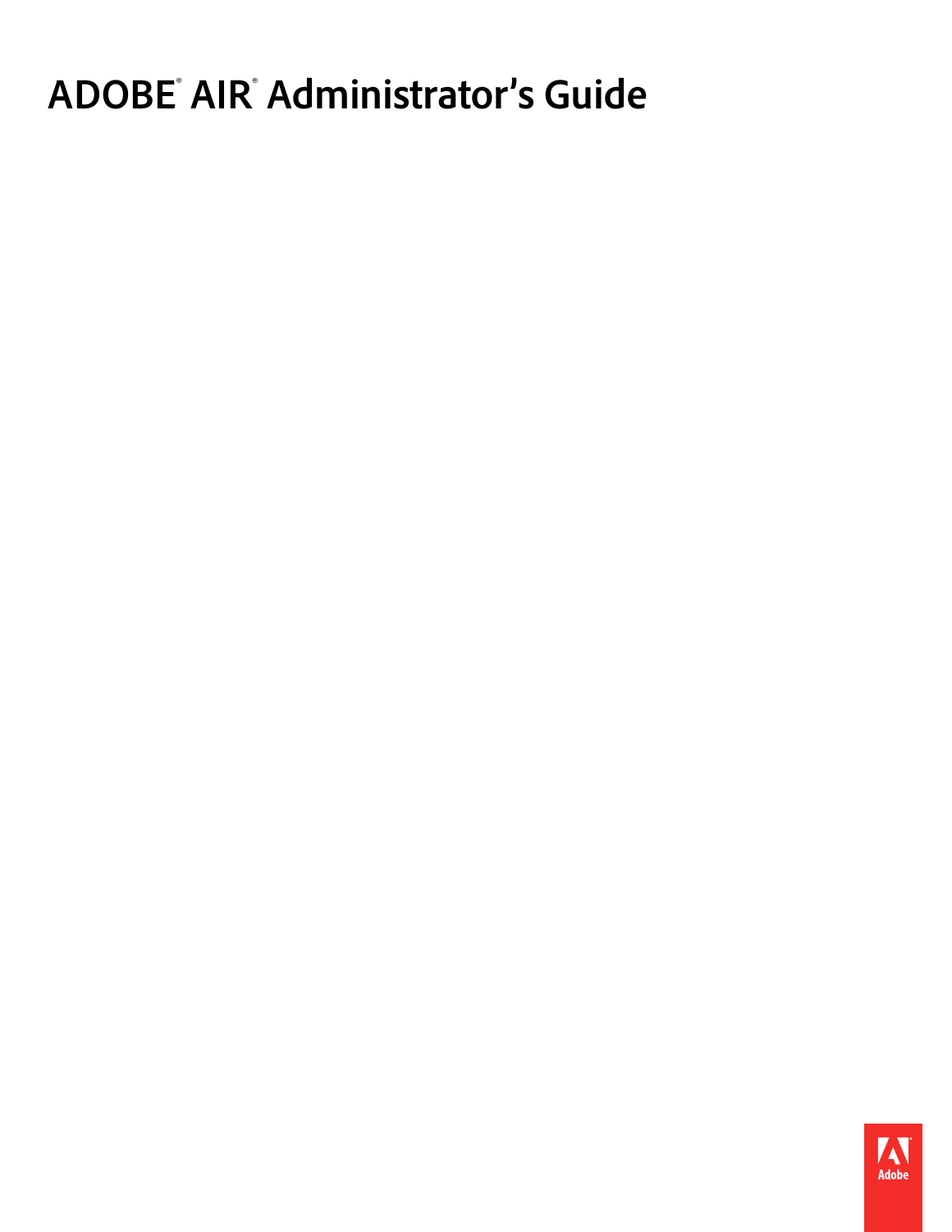# ADOBE® AIR® Administrator's Guide

Adobe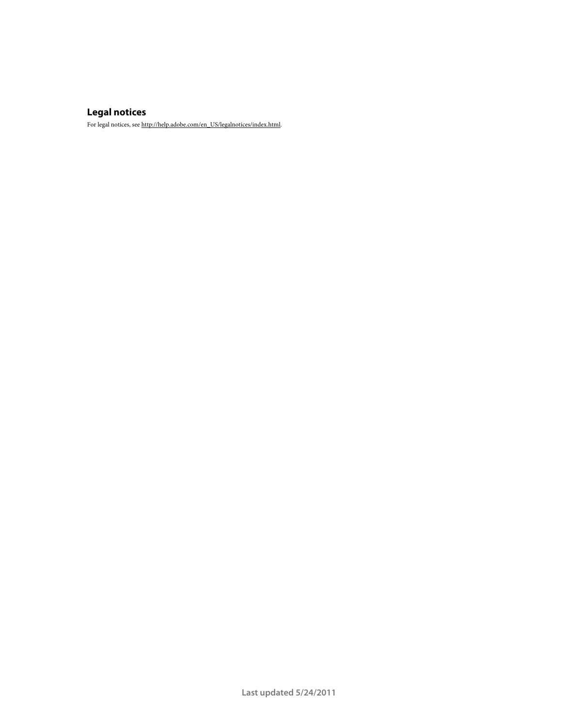## Legal notices

For legal notices, see http://help.adobe.com/en_US/legalnotices/index.html.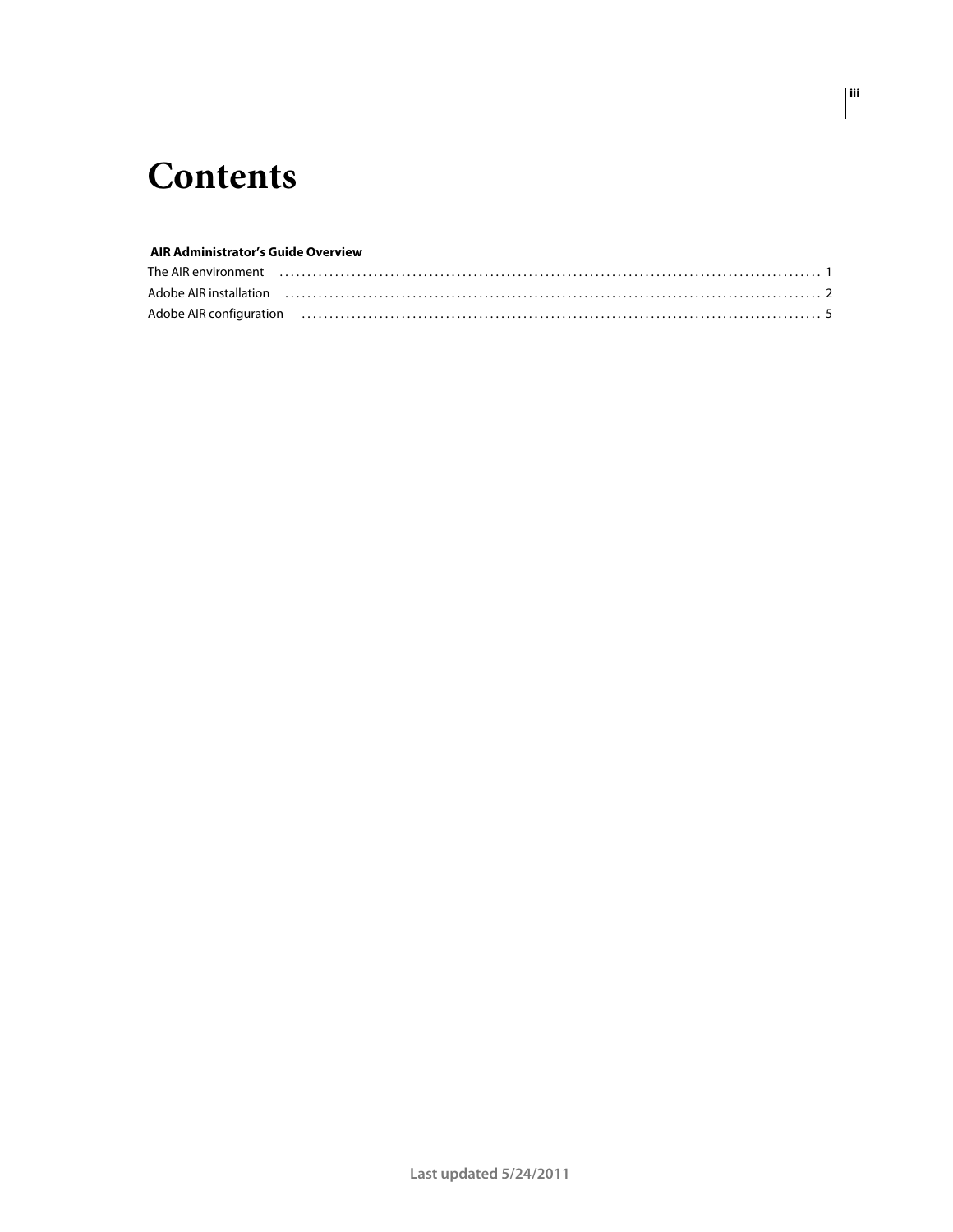# Contents

**AIR Administrator's Guide Overview**

The AIR environment . . . . . . . . . . . . . . . . . . . . . . . . . . . . . . . . . . . . . . . . . . . . . . . . . . . . . . . . . . . . . . 1

Adobe AIR installation . . . . . . . . . . . . . . . . . . . . . . . . . . . . . . . . . . . . . . . . . . . . . . . . . . . . . . . . . . . . . 2

Adobe AIR configuration . . . . . . . . . . . . . . . . . . . . . . . . . . . . . . . . . . . . . . . . . . . . . . . . . . . . . . . . . . . 5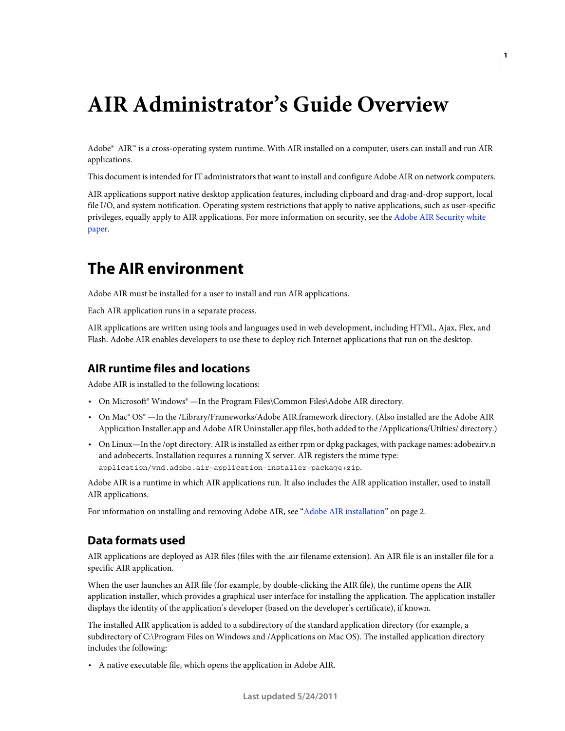# AIR Administrator's Guide Overview

Adobe® AIR™ is a cross-operating system runtime. With AIR installed on a computer, users can install and run AIR applications.

This document is intended for IT administrators that want to install and configure Adobe AIR on network computers.

AIR applications support native desktop application features, including clipboard and drag-and-drop support, local file I/O, and system notification. Operating system restrictions that apply to native applications, such as user-specific privileges, equally apply to AIR applications. For more information on security, see the Adobe AIR Security white paper.

## The AIR environment

Adobe AIR must be installed for a user to install and run AIR applications.

Each AIR application runs in a separate process.

AIR applications are written using tools and languages used in web development, including HTML, Ajax, Flex, and Flash. Adobe AIR enables developers to use these to deploy rich Internet applications that run on the desktop.

### AIR runtime files and locations

Adobe AIR is installed to the following locations:

- On Microsoft® Windows® —In the Program Files\Common Files\Adobe AIR directory.
- On Mac® OS® —In the /Library/Frameworks/Adobe AIR.framework directory. (Also installed are the Adobe AIR Application Installer.app and Adobe AIR Uninstaller.app files, both added to the /Applications/Utilties/ directory.)
- On Linux—In the /opt directory. AIR is installed as either rpm or dpkg packages, with package names: adobeairv.n and adobecerts. Installation requires a running X server. AIR registers the mime type: `application/vnd.adobe.air-application-installer-package+zip`.

Adobe AIR is a runtime in which AIR applications run. It also includes the AIR application installer, used to install AIR applications.

For information on installing and removing Adobe AIR, see "Adobe AIR installation" on page 2.

### Data formats used

AIR applications are deployed as AIR files (files with the .air filename extension). An AIR file is an installer file for a specific AIR application.

When the user launches an AIR file (for example, by double-clicking the AIR file), the runtime opens the AIR application installer, which provides a graphical user interface for installing the application. The application installer displays the identity of the application's developer (based on the developer's certificate), if known.

The installed AIR application is added to a subdirectory of the standard application directory (for example, a subdirectory of C:\Program Files on Windows and /Applications on Mac OS). The installed application directory includes the following:

- A native executable file, which opens the application in Adobe AIR.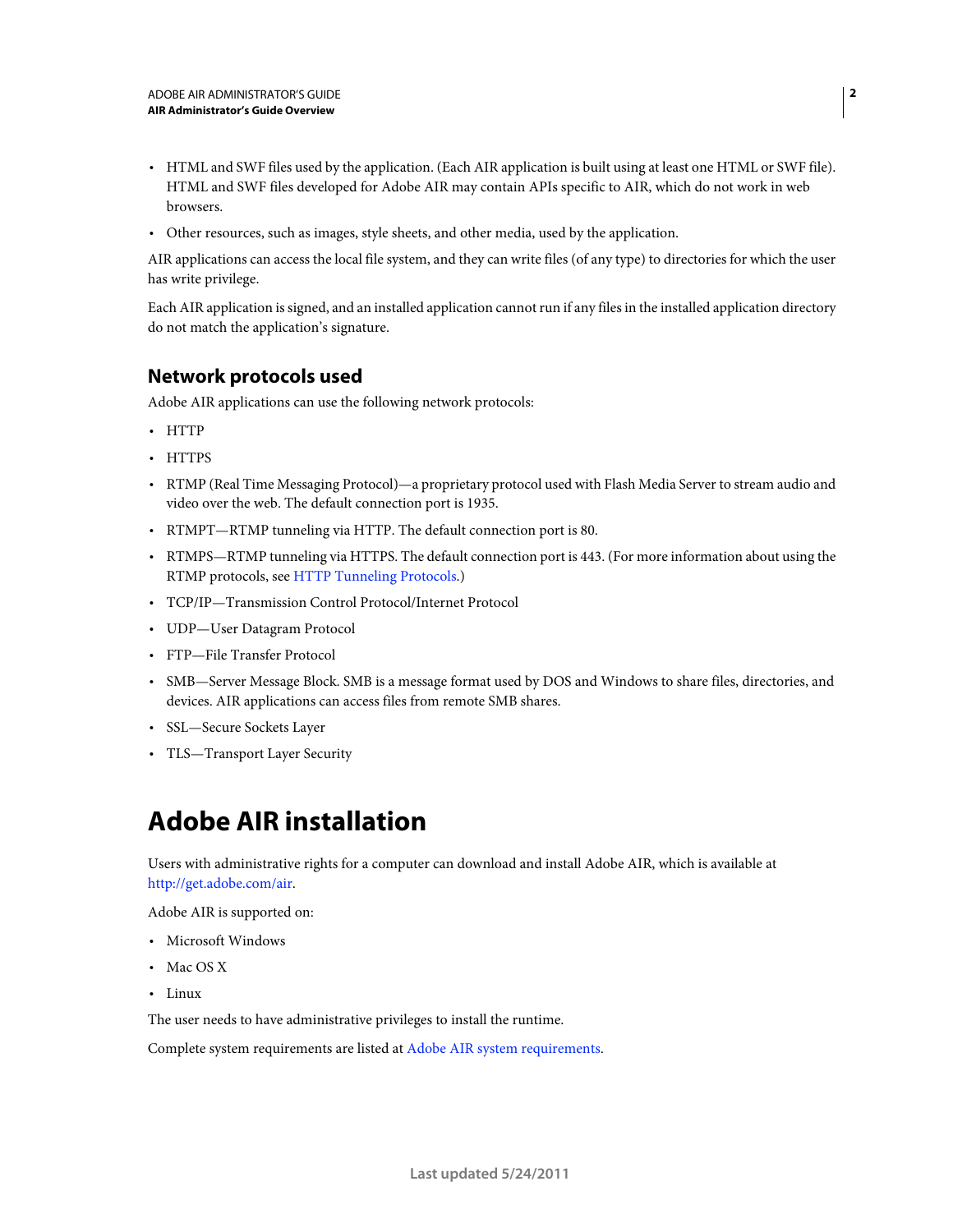- HTML and SWF files used by the application. (Each AIR application is built using at least one HTML or SWF file). HTML and SWF files developed for Adobe AIR may contain APIs specific to AIR, which do not work in web browsers.
- Other resources, such as images, style sheets, and other media, used by the application.

AIR applications can access the local file system, and they can write files (of any type) to directories for which the user has write privilege.

Each AIR application is signed, and an installed application cannot run if any files in the installed application directory do not match the application's signature.

## Network protocols used

Adobe AIR applications can use the following network protocols:

- HTTP
- HTTPS
- RTMP (Real Time Messaging Protocol)—a proprietary protocol used with Flash Media Server to stream audio and video over the web. The default connection port is 1935.
- RTMPT—RTMP tunneling via HTTP. The default connection port is 80.
- RTMPS—RTMP tunneling via HTTPS. The default connection port is 443. (For more information about using the RTMP protocols, see HTTP Tunneling Protocols.)
- TCP/IP—Transmission Control Protocol/Internet Protocol
- UDP—User Datagram Protocol
- FTP—File Transfer Protocol
- SMB—Server Message Block. SMB is a message format used by DOS and Windows to share files, directories, and devices. AIR applications can access files from remote SMB shares.
- SSL—Secure Sockets Layer
- TLS—Transport Layer Security

# Adobe AIR installation

Users with administrative rights for a computer can download and install Adobe AIR, which is available at http://get.adobe.com/air.

Adobe AIR is supported on:

- Microsoft Windows
- Mac OS X
- Linux

The user needs to have administrative privileges to install the runtime.

Complete system requirements are listed at Adobe AIR system requirements.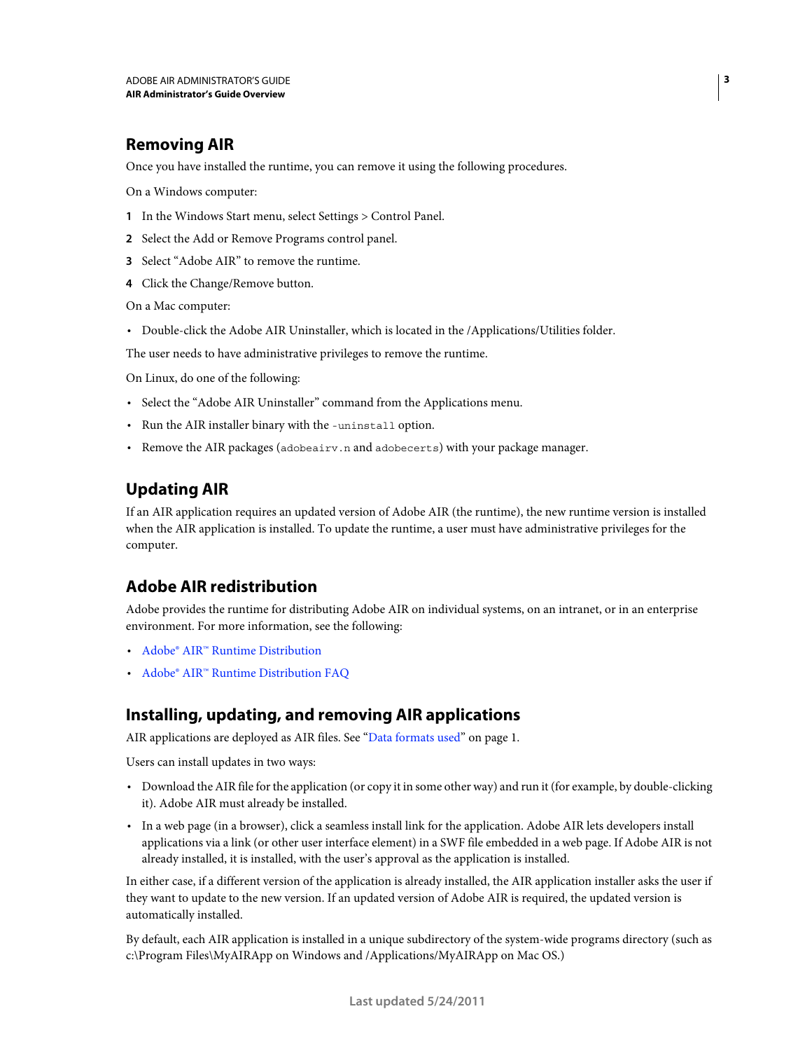## Removing AIR

Once you have installed the runtime, you can remove it using the following procedures.

On a Windows computer:

1. In the Windows Start menu, select Settings > Control Panel.
2. Select the Add or Remove Programs control panel.
3. Select "Adobe AIR" to remove the runtime.
4. Click the Change/Remove button.

On a Mac computer:

- Double-click the Adobe AIR Uninstaller, which is located in the /Applications/Utilities folder.

The user needs to have administrative privileges to remove the runtime.

On Linux, do one of the following:

- Select the "Adobe AIR Uninstaller" command from the Applications menu.
- Run the AIR installer binary with the `-uninstall` option.
- Remove the AIR packages (`adobeairv.n` and `adobecerts`) with your package manager.

## Updating AIR

If an AIR application requires an updated version of Adobe AIR (the runtime), the new runtime version is installed when the AIR application is installed. To update the runtime, a user must have administrative privileges for the computer.

## Adobe AIR redistribution

Adobe provides the runtime for distributing Adobe AIR on individual systems, on an intranet, or in an enterprise environment. For more information, see the following:

- Adobe® AIR™ Runtime Distribution
- Adobe® AIR™ Runtime Distribution FAQ

## Installing, updating, and removing AIR applications

AIR applications are deployed as AIR files. See "Data formats used" on page 1.

Users can install updates in two ways:

- Download the AIR file for the application (or copy it in some other way) and run it (for example, by double-clicking it). Adobe AIR must already be installed.
- In a web page (in a browser), click a seamless install link for the application. Adobe AIR lets developers install applications via a link (or other user interface element) in a SWF file embedded in a web page. If Adobe AIR is not already installed, it is installed, with the user's approval as the application is installed.

In either case, if a different version of the application is already installed, the AIR application installer asks the user if they want to update to the new version. If an updated version of Adobe AIR is required, the updated version is automatically installed.

By default, each AIR application is installed in a unique subdirectory of the system-wide programs directory (such as c:\Program Files\MyAIRApp on Windows and /Applications/MyAIRApp on Mac OS.)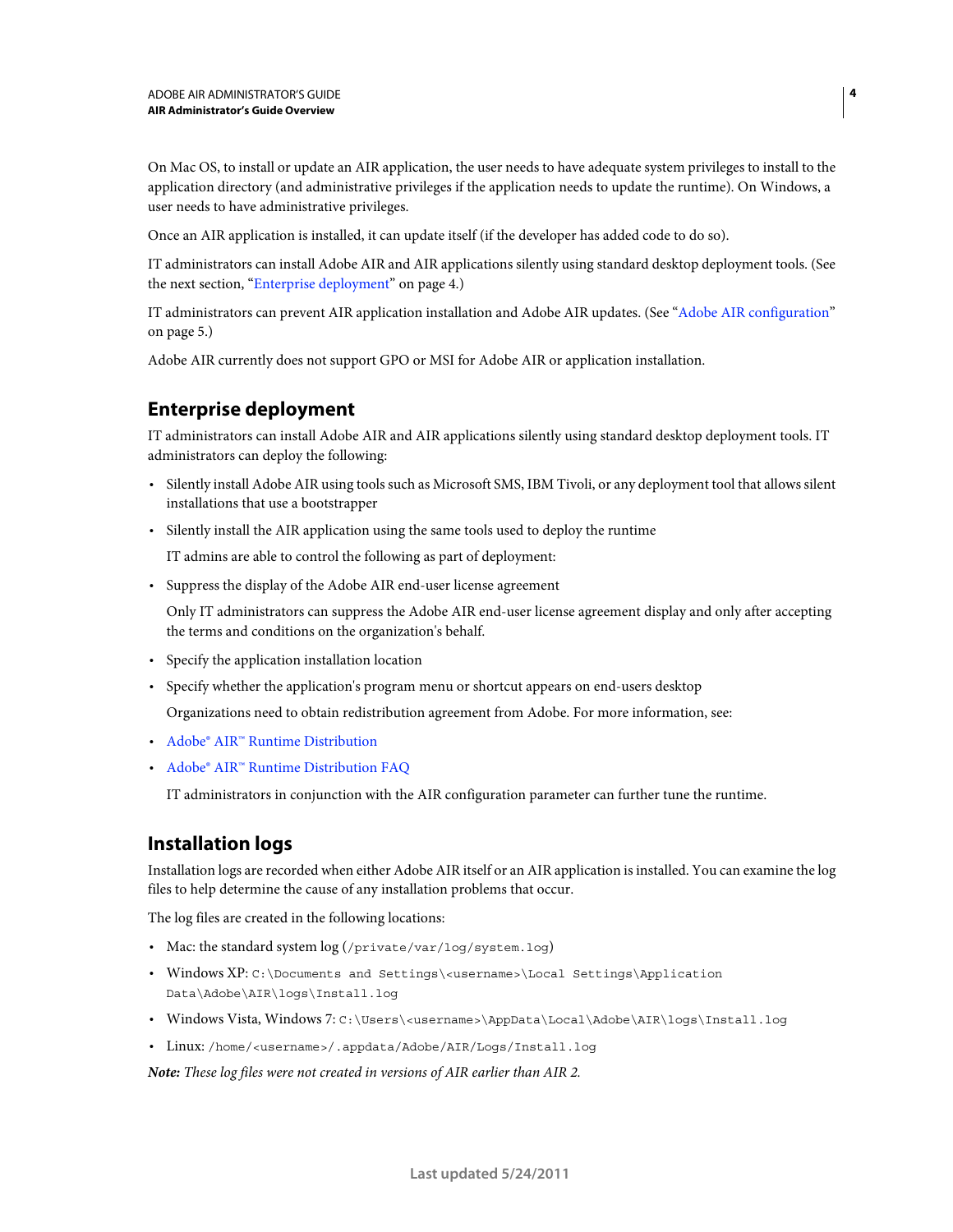On Mac OS, to install or update an AIR application, the user needs to have adequate system privileges to install to the application directory (and administrative privileges if the application needs to update the runtime). On Windows, a user needs to have administrative privileges.

Once an AIR application is installed, it can update itself (if the developer has added code to do so).

IT administrators can install Adobe AIR and AIR applications silently using standard desktop deployment tools. (See the next section, “Enterprise deployment” on page 4.)

IT administrators can prevent AIR application installation and Adobe AIR updates. (See “Adobe AIR configuration” on page 5.)

Adobe AIR currently does not support GPO or MSI for Adobe AIR or application installation.

## Enterprise deployment

IT administrators can install Adobe AIR and AIR applications silently using standard desktop deployment tools. IT administrators can deploy the following:

- Silently install Adobe AIR using tools such as Microsoft SMS, IBM Tivoli, or any deployment tool that allows silent installations that use a bootstrapper
- Silently install the AIR application using the same tools used to deploy the runtime

  IT admins are able to control the following as part of deployment:

- Suppress the display of the Adobe AIR end-user license agreement

  Only IT administrators can suppress the Adobe AIR end-user license agreement display and only after accepting the terms and conditions on the organization's behalf.

- Specify the application installation location
- Specify whether the application's program menu or shortcut appears on end-users desktop

  Organizations need to obtain redistribution agreement from Adobe. For more information, see:

- Adobe® AIR™ Runtime Distribution
- Adobe® AIR™ Runtime Distribution FAQ

  IT administrators in conjunction with the AIR configuration parameter can further tune the runtime.

## Installation logs

Installation logs are recorded when either Adobe AIR itself or an AIR application is installed. You can examine the log files to help determine the cause of any installation problems that occur.

The log files are created in the following locations:

- Mac: the standard system log (`/private/var/log/system.log`)
- Windows XP: `C:\Documents and Settings\<username>\Local Settings\Application Data\Adobe\AIR\logs\Install.log`
- Windows Vista, Windows 7: `C:\Users\<username>\AppData\Local\Adobe\AIR\logs\Install.log`
- Linux: `/home/<username>/.appdata/Adobe/AIR/Logs/Install.log`

***Note:** These log files were not created in versions of AIR earlier than AIR 2.*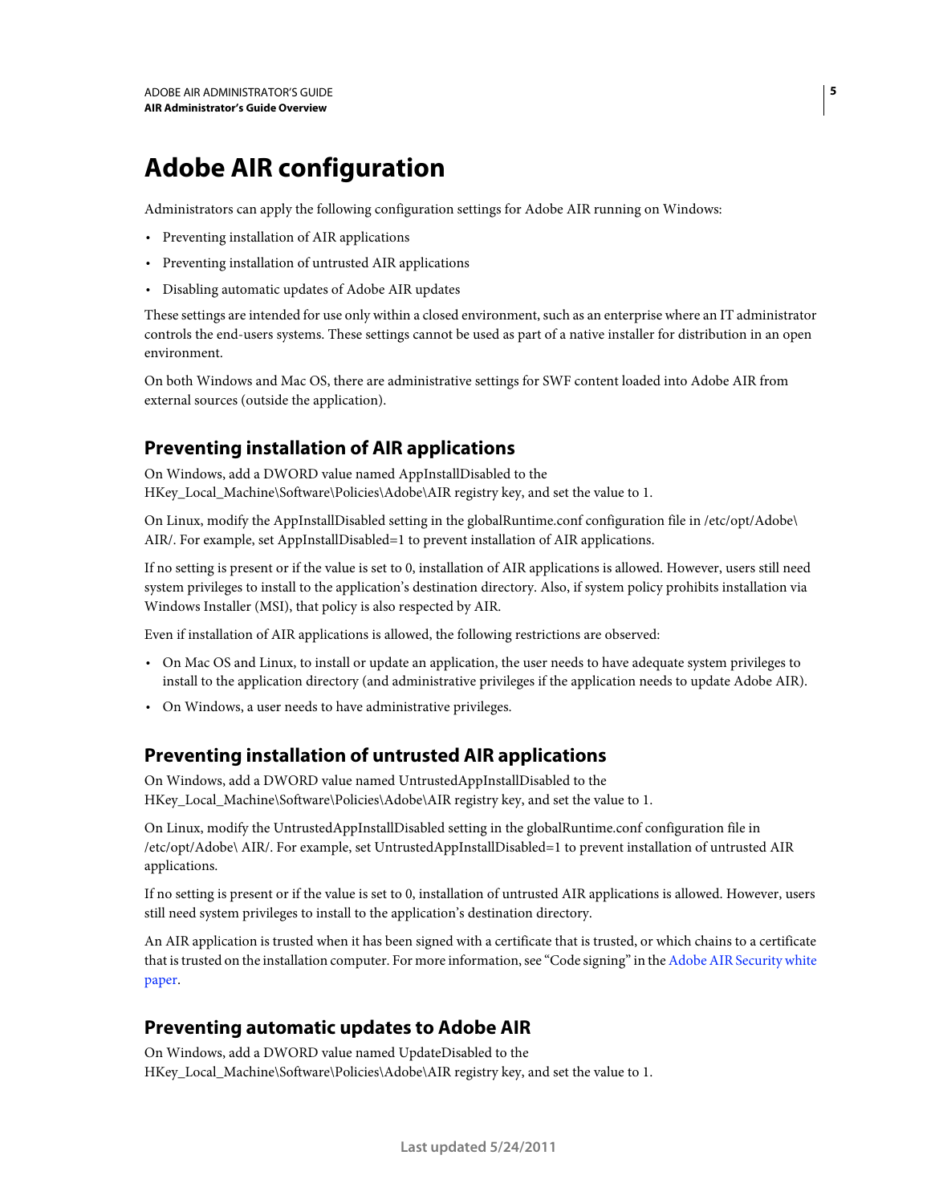# Adobe AIR configuration

Administrators can apply the following configuration settings for Adobe AIR running on Windows:

- Preventing installation of AIR applications
- Preventing installation of untrusted AIR applications
- Disabling automatic updates of Adobe AIR updates

These settings are intended for use only within a closed environment, such as an enterprise where an IT administrator controls the end-users systems. These settings cannot be used as part of a native installer for distribution in an open environment.

On both Windows and Mac OS, there are administrative settings for SWF content loaded into Adobe AIR from external sources (outside the application).

## Preventing installation of AIR applications

On Windows, add a DWORD value named AppInstallDisabled to the HKey_Local_Machine\Software\Policies\Adobe\AIR registry key, and set the value to 1.

On Linux, modify the AppInstallDisabled setting in the globalRuntime.conf configuration file in /etc/opt/Adobe\AIR/. For example, set AppInstallDisabled=1 to prevent installation of AIR applications.

If no setting is present or if the value is set to 0, installation of AIR applications is allowed. However, users still need system privileges to install to the application's destination directory. Also, if system policy prohibits installation via Windows Installer (MSI), that policy is also respected by AIR.

Even if installation of AIR applications is allowed, the following restrictions are observed:

- On Mac OS and Linux, to install or update an application, the user needs to have adequate system privileges to install to the application directory (and administrative privileges if the application needs to update Adobe AIR).
- On Windows, a user needs to have administrative privileges.

## Preventing installation of untrusted AIR applications

On Windows, add a DWORD value named UntrustedAppInstallDisabled to the HKey_Local_Machine\Software\Policies\Adobe\AIR registry key, and set the value to 1.

On Linux, modify the UntrustedAppInstallDisabled setting in the globalRuntime.conf configuration file in /etc/opt/Adobe\ AIR/. For example, set UntrustedAppInstallDisabled=1 to prevent installation of untrusted AIR applications.

If no setting is present or if the value is set to 0, installation of untrusted AIR applications is allowed. However, users still need system privileges to install to the application's destination directory.

An AIR application is trusted when it has been signed with a certificate that is trusted, or which chains to a certificate that is trusted on the installation computer. For more information, see "Code signing" in the Adobe AIR Security white paper.

## Preventing automatic updates to Adobe AIR

On Windows, add a DWORD value named UpdateDisabled to the HKey_Local_Machine\Software\Policies\Adobe\AIR registry key, and set the value to 1.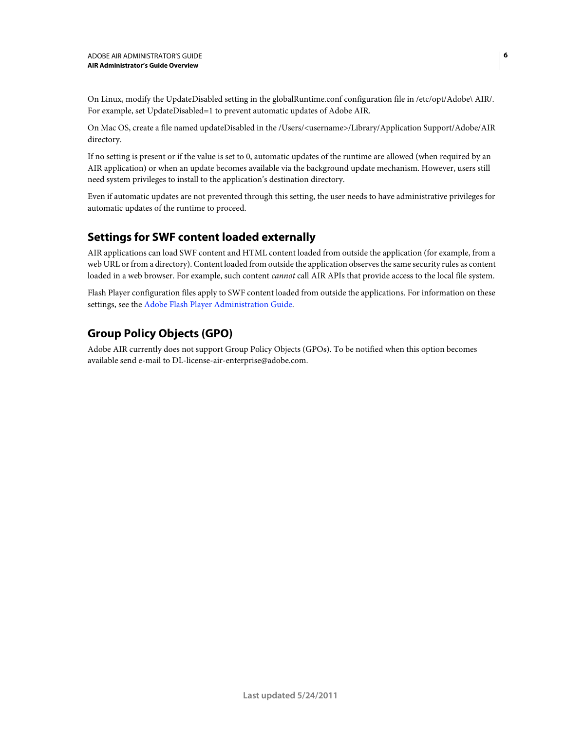On Linux, modify the UpdateDisabled setting in the globalRuntime.conf configuration file in /etc/opt/Adobe\ AIR/. For example, set UpdateDisabled=1 to prevent automatic updates of Adobe AIR.

On Mac OS, create a file named updateDisabled in the /Users/<username>/Library/Application Support/Adobe/AIR directory.

If no setting is present or if the value is set to 0, automatic updates of the runtime are allowed (when required by an AIR application) or when an update becomes available via the background update mechanism. However, users still need system privileges to install to the application's destination directory.

Even if automatic updates are not prevented through this setting, the user needs to have administrative privileges for automatic updates of the runtime to proceed.

## Settings for SWF content loaded externally

AIR applications can load SWF content and HTML content loaded from outside the application (for example, from a web URL or from a directory). Content loaded from outside the application observes the same security rules as content loaded in a web browser. For example, such content *cannot* call AIR APIs that provide access to the local file system.

Flash Player configuration files apply to SWF content loaded from outside the applications. For information on these settings, see the Adobe Flash Player Administration Guide.

## Group Policy Objects (GPO)

Adobe AIR currently does not support Group Policy Objects (GPOs). To be notified when this option becomes available send e-mail to DL-license-air-enterprise@adobe.com.